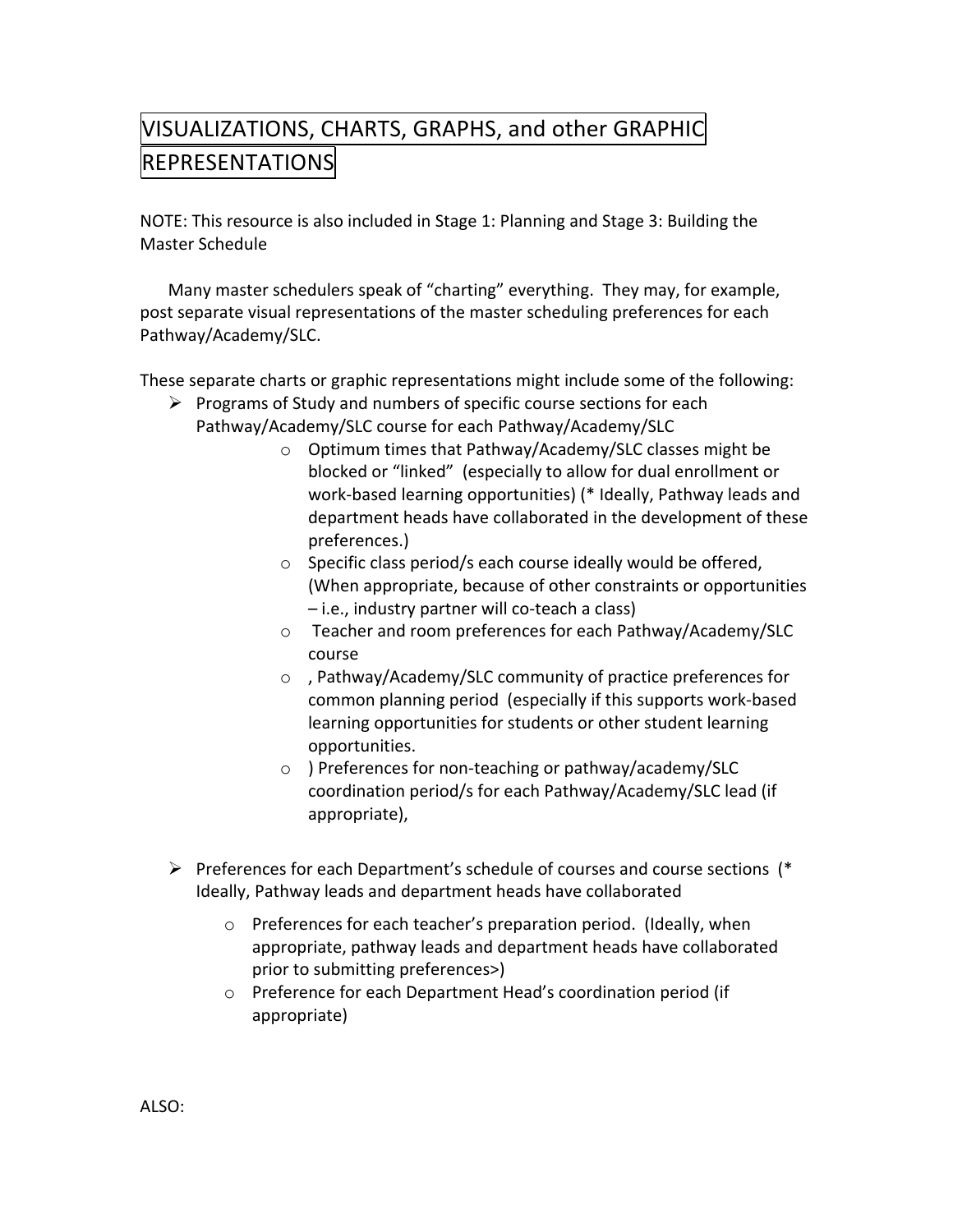# VISUALIZATIONS, CHARTS, GRAPHS, and other GRAPHIC REPRESENTATIONS

NOTE: This resource is also included in Stage 1: Planning and Stage 3: Building the Master Schedule

Many master schedulers speak of "charting" everything. They may, for example, post separate visual representations of the master scheduling preferences for each Pathway/Academy/SLC.

These separate charts or graphic representations might include some of the following:

- Programs of Study and numbers of specific course sections for each Pathway/Academy/SLC course for each Pathway/Academy/SLC
  - Optimum times that Pathway/Academy/SLC classes might be blocked or "linked" (especially to allow for dual enrollment or work-based learning opportunities) (* Ideally, Pathway leads and department heads have collaborated in the development of these preferences.)
  - Specific class period/s each course ideally would be offered, (When appropriate, because of other constraints or opportunities – i.e., industry partner will co-teach a class)
  - Teacher and room preferences for each Pathway/Academy/SLC course
  - , Pathway/Academy/SLC community of practice preferences for common planning period (especially if this supports work-based learning opportunities for students or other student learning opportunities.
  - ) Preferences for non-teaching or pathway/academy/SLC coordination period/s for each Pathway/Academy/SLC lead (if appropriate),

- Preferences for each Department's schedule of courses and course sections (* Ideally, Pathway leads and department heads have collaborated
  - Preferences for each teacher's preparation period. (Ideally, when appropriate, pathway leads and department heads have collaborated prior to submitting preferences>)
  - Preference for each Department Head's coordination period (if appropriate)

ALSO: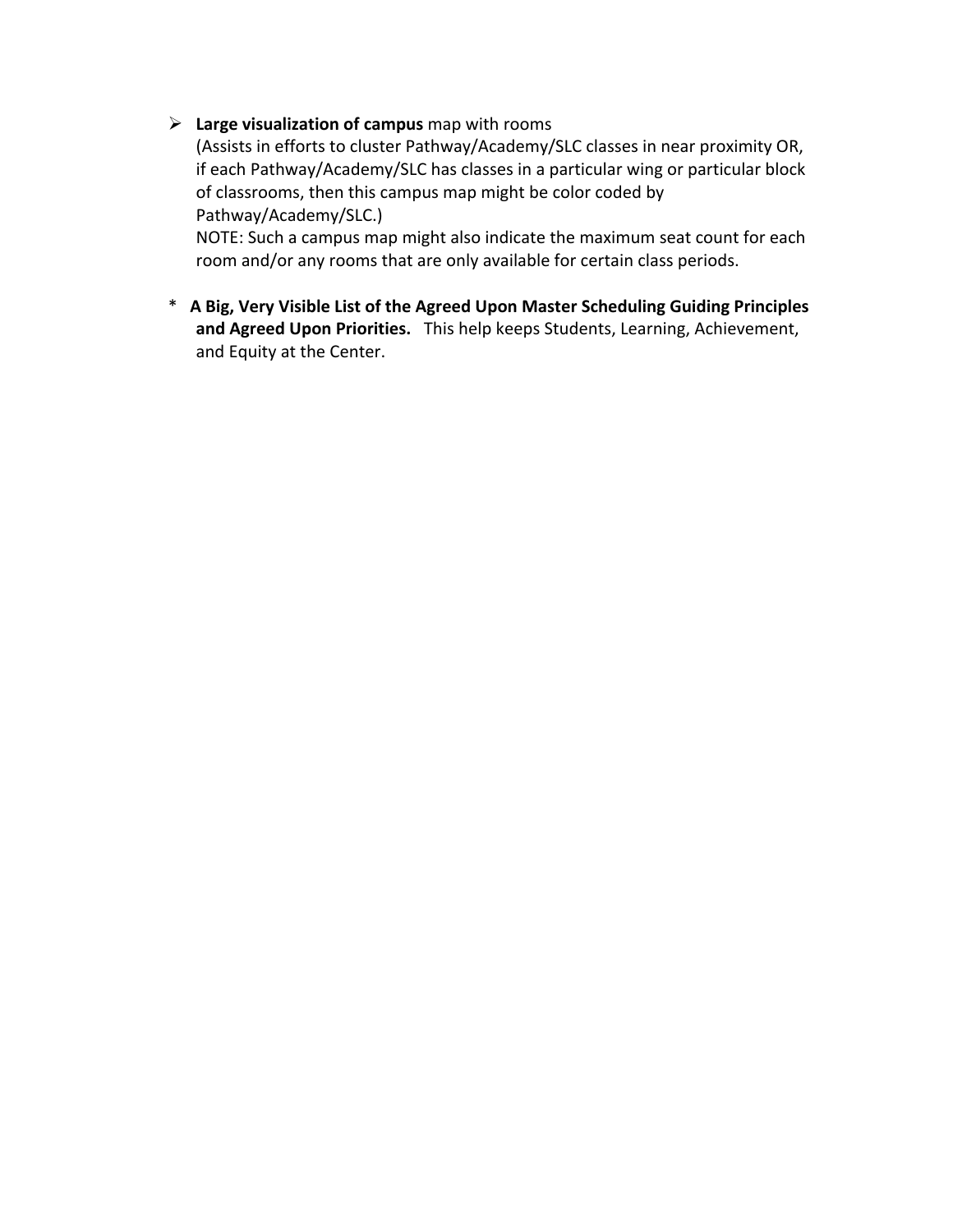- **Large visualization of campus** map with rooms
  (Assists in efforts to cluster Pathway/Academy/SLC classes in near proximity OR, if each Pathway/Academy/SLC has classes in a particular wing or particular block of classrooms, then this campus map might be color coded by Pathway/Academy/SLC.)
  NOTE: Such a campus map might also indicate the maximum seat count for each room and/or any rooms that are only available for certain class periods.

* **A Big, Very Visible List of the Agreed Upon Master Scheduling Guiding Principles and Agreed Upon Priorities.** This help keeps Students, Learning, Achievement, and Equity at the Center.